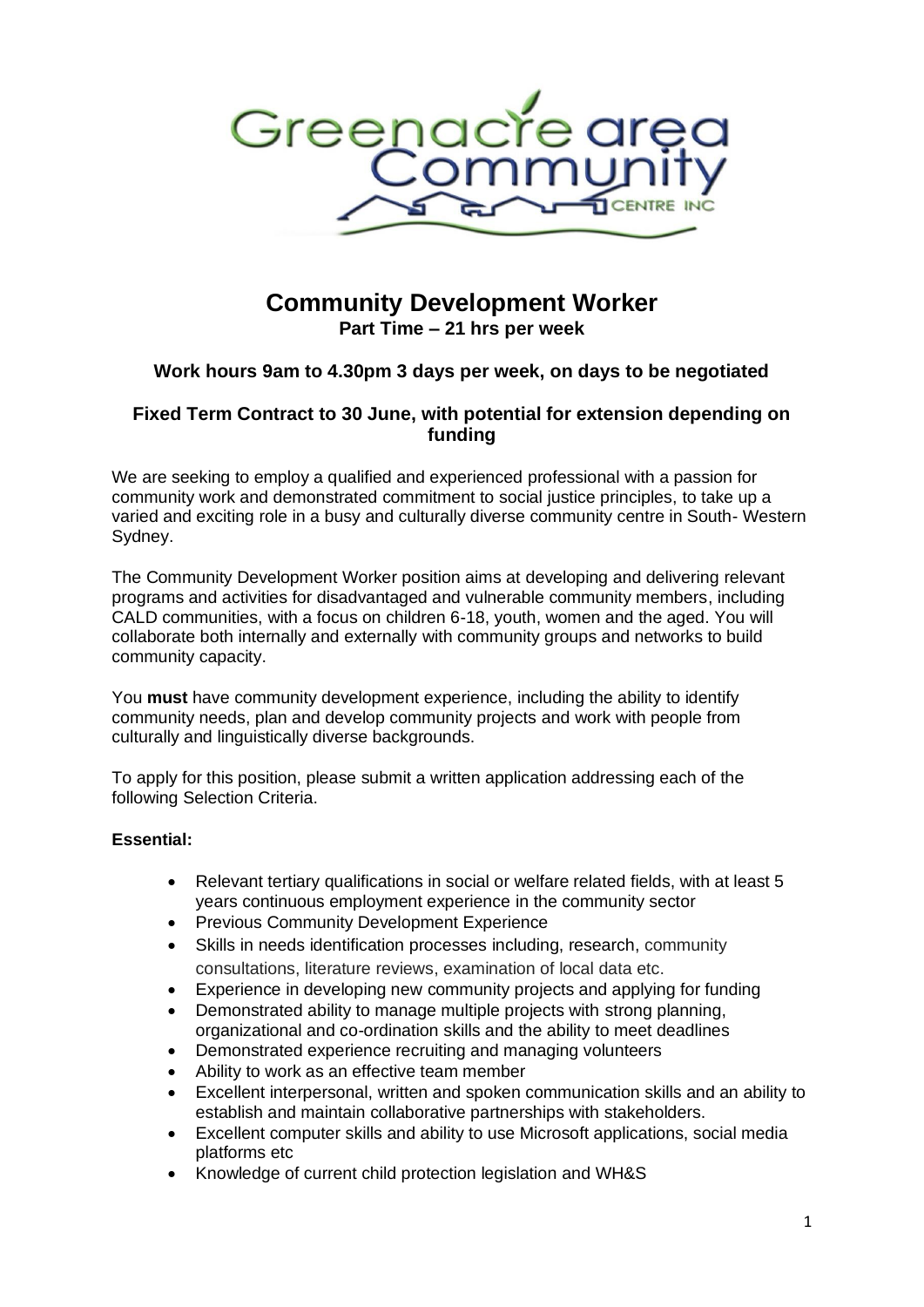# Community Development Worker

**Part Time – 21 hrs per week**

**Work hours 9am to 4.30pm 3 days per week, on days to be negotiated**

**Fixed Term Contract to 30 June, with potential for extension depending on funding**

We are seeking to employ a qualified and experienced professional with a passion for community work and demonstrated commitment to social justice principles, to take up a varied and exciting role in a busy and culturally diverse community centre in South- Western Sydney.

The Community Development Worker position aims at developing and delivering relevant programs and activities for disadvantaged and vulnerable community members, including CALD communities, with a focus on children 6-18, youth, women and the aged. You will collaborate both internally and externally with community groups and networks to build community capacity.

You **must** have community development experience, including the ability to identify community needs, plan and develop community projects and work with people from culturally and linguistically diverse backgrounds.

To apply for this position, please submit a written application addressing each of the following Selection Criteria.

**Essential:**

- Relevant tertiary qualifications in social or welfare related fields, with at least 5 years continuous employment experience in the community sector
- Previous Community Development Experience
- Skills in needs identification processes including, research, community consultations, literature reviews, examination of local data etc.
- Experience in developing new community projects and applying for funding
- Demonstrated ability to manage multiple projects with strong planning, organizational and co-ordination skills and the ability to meet deadlines
- Demonstrated experience recruiting and managing volunteers
- Ability to work as an effective team member
- Excellent interpersonal, written and spoken communication skills and an ability to establish and maintain collaborative partnerships with stakeholders.
- Excellent computer skills and ability to use Microsoft applications, social media platforms etc
- Knowledge of current child protection legislation and WH&S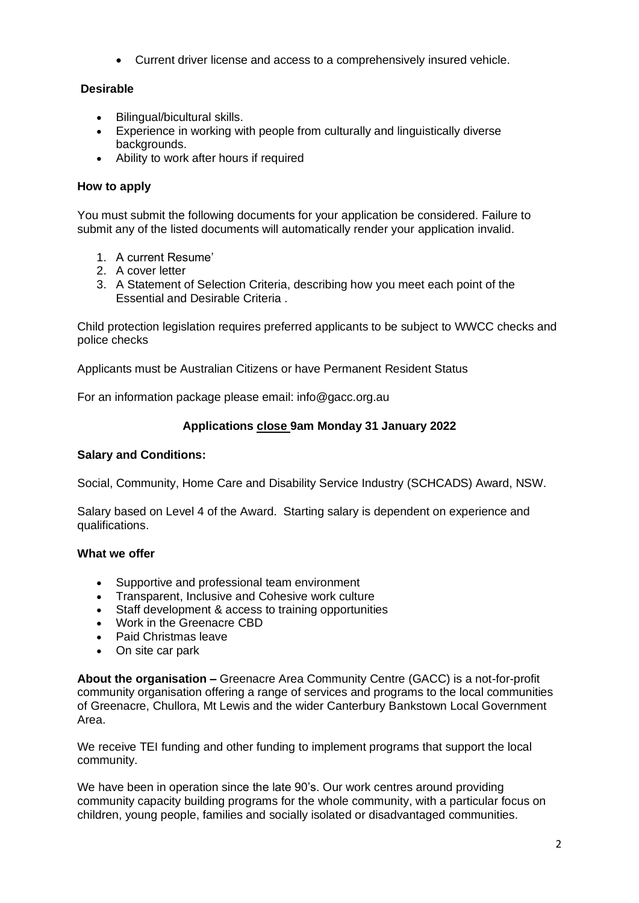- Current driver license and access to a comprehensively insured vehicle.

**Desirable**

- Bilingual/bicultural skills.
- Experience in working with people from culturally and linguistically diverse backgrounds.
- Ability to work after hours if required

**How to apply**

You must submit the following documents for your application be considered. Failure to submit any of the listed documents will automatically render your application invalid.

1. A current Resume'
2. A cover letter
3. A Statement of Selection Criteria, describing how you meet each point of the Essential and Desirable Criteria .

Child protection legislation requires preferred applicants to be subject to WWCC checks and police checks

Applicants must be Australian Citizens or have Permanent Resident Status

For an information package please email: info@gacc.org.au

**Applications close 9am Monday 31 January 2022**

**Salary and Conditions:**

Social, Community, Home Care and Disability Service Industry (SCHCADS) Award, NSW.

Salary based on Level 4 of the Award. Starting salary is dependent on experience and qualifications.

**What we offer**

- Supportive and professional team environment
- Transparent, Inclusive and Cohesive work culture
- Staff development & access to training opportunities
- Work in the Greenacre CBD
- Paid Christmas leave
- On site car park

**About the organisation –** Greenacre Area Community Centre (GACC) is a not-for-profit community organisation offering a range of services and programs to the local communities of Greenacre, Chullora, Mt Lewis and the wider Canterbury Bankstown Local Government Area.

We receive TEI funding and other funding to implement programs that support the local community.

We have been in operation since the late 90's. Our work centres around providing community capacity building programs for the whole community, with a particular focus on children, young people, families and socially isolated or disadvantaged communities.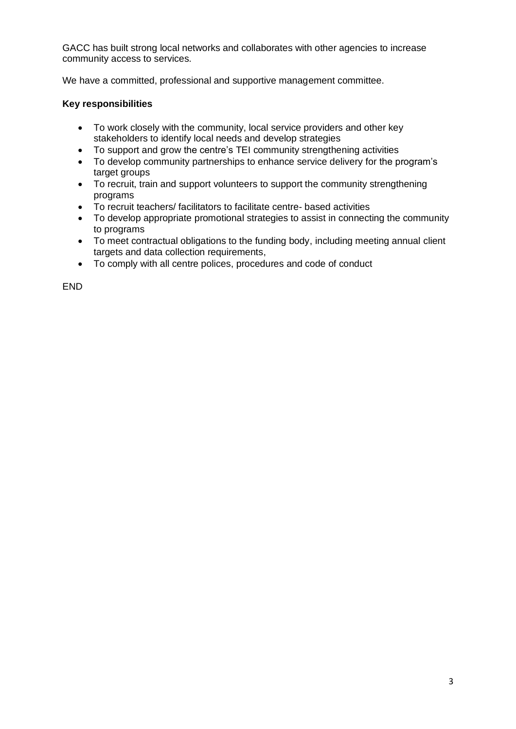GACC has built strong local networks and collaborates with other agencies to increase community access to services.

We have a committed, professional and supportive management committee.

**Key responsibilities**

- To work closely with the community, local service providers and other key stakeholders to identify local needs and develop strategies
- To support and grow the centre's TEI community strengthening activities
- To develop community partnerships to enhance service delivery for the program's target groups
- To recruit, train and support volunteers to support the community strengthening programs
- To recruit teachers/ facilitators to facilitate centre- based activities
- To develop appropriate promotional strategies to assist in connecting the community to programs
- To meet contractual obligations to the funding body, including meeting annual client targets and data collection requirements,
- To comply with all centre polices, procedures and code of conduct

END